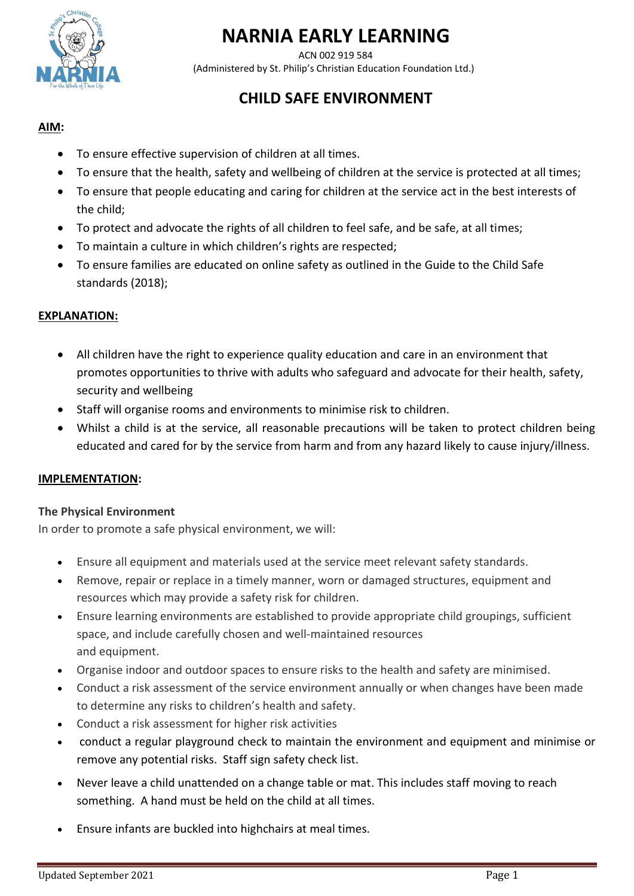# NARNIA EARLY LEARNING

ACN 002 919 584

(Administered by St. Philip's Christian Education Foundation Ltd.)

## CHILD SAFE ENVIRONMENT

**AIM:**

- To ensure effective supervision of children at all times.
- To ensure that the health, safety and wellbeing of children at the service is protected at all times;
- To ensure that people educating and caring for children at the service act in the best interests of the child;
- To protect and advocate the rights of all children to feel safe, and be safe, at all times;
- To maintain a culture in which children's rights are respected;
- To ensure families are educated on online safety as outlined in the Guide to the Child Safe standards (2018);

**EXPLANATION:**

- All children have the right to experience quality education and care in an environment that promotes opportunities to thrive with adults who safeguard and advocate for their health, safety, security and wellbeing
- Staff will organise rooms and environments to minimise risk to children.
- Whilst a child is at the service, all reasonable precautions will be taken to protect children being educated and cared for by the service from harm and from any hazard likely to cause injury/illness.

**IMPLEMENTATION:**

**The Physical Environment**

In order to promote a safe physical environment, we will:

- Ensure all equipment and materials used at the service meet relevant safety standards.
- Remove, repair or replace in a timely manner, worn or damaged structures, equipment and resources which may provide a safety risk for children.
- Ensure learning environments are established to provide appropriate child groupings, sufficient space, and include carefully chosen and well-maintained resources and equipment.
- Organise indoor and outdoor spaces to ensure risks to the health and safety are minimised.
- Conduct a risk assessment of the service environment annually or when changes have been made to determine any risks to children's health and safety.
- Conduct a risk assessment for higher risk activities
- conduct a regular playground check to maintain the environment and equipment and minimise or remove any potential risks. Staff sign safety check list.
- Never leave a child unattended on a change table or mat. This includes staff moving to reach something. A hand must be held on the child at all times.
- Ensure infants are buckled into highchairs at meal times.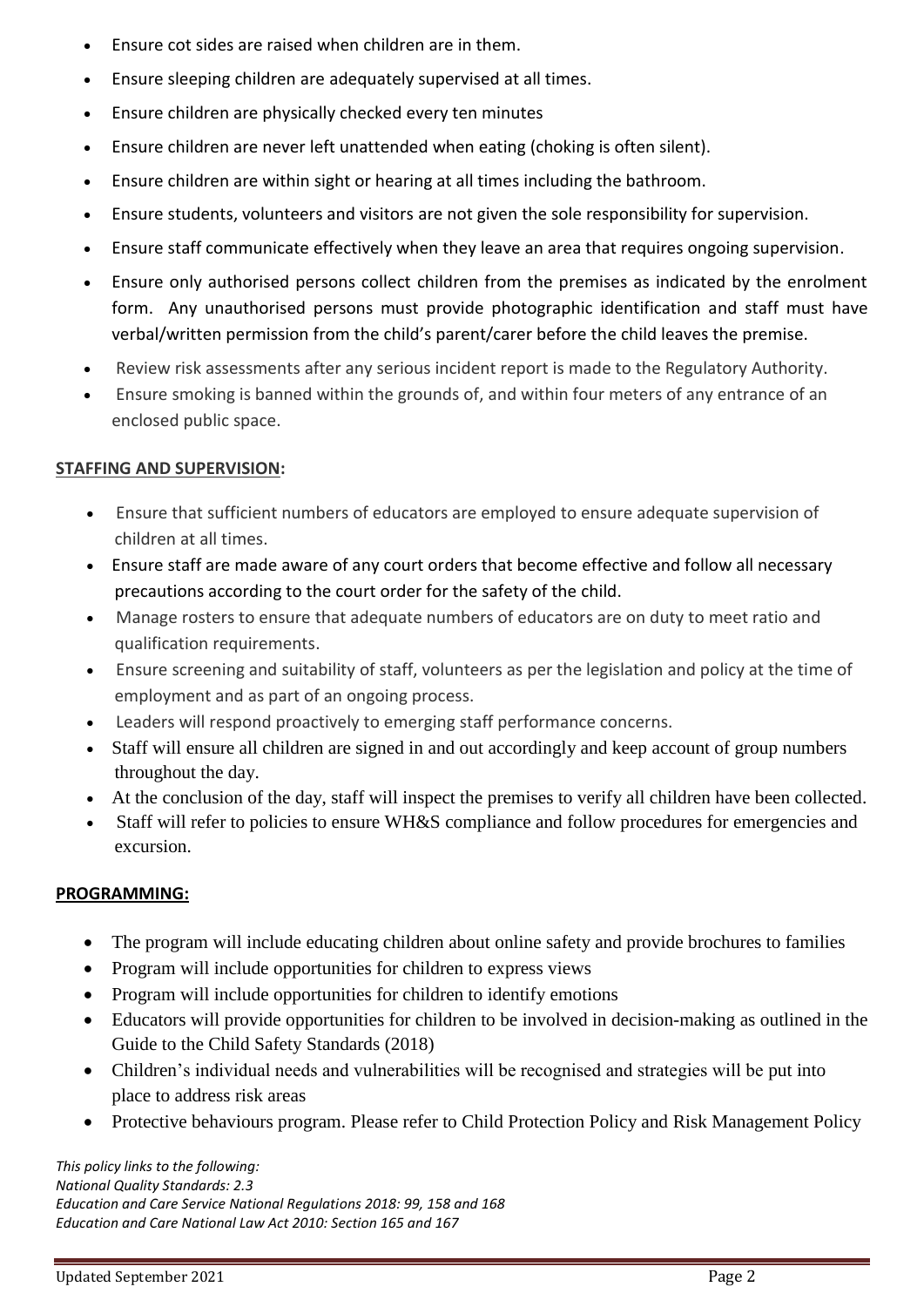- Ensure cot sides are raised when children are in them.
- Ensure sleeping children are adequately supervised at all times.
- Ensure children are physically checked every ten minutes
- Ensure children are never left unattended when eating (choking is often silent).
- Ensure children are within sight or hearing at all times including the bathroom.
- Ensure students, volunteers and visitors are not given the sole responsibility for supervision.
- Ensure staff communicate effectively when they leave an area that requires ongoing supervision.
- Ensure only authorised persons collect children from the premises as indicated by the enrolment form. Any unauthorised persons must provide photographic identification and staff must have verbal/written permission from the child's parent/carer before the child leaves the premise.
- Review risk assessments after any serious incident report is made to the Regulatory Authority.
- Ensure smoking is banned within the grounds of, and within four meters of any entrance of an enclosed public space.

**STAFFING AND SUPERVISION:**

- Ensure that sufficient numbers of educators are employed to ensure adequate supervision of children at all times.
- Ensure staff are made aware of any court orders that become effective and follow all necessary precautions according to the court order for the safety of the child.
- Manage rosters to ensure that adequate numbers of educators are on duty to meet ratio and qualification requirements.
- Ensure screening and suitability of staff, volunteers as per the legislation and policy at the time of employment and as part of an ongoing process.
- Leaders will respond proactively to emerging staff performance concerns.
- Staff will ensure all children are signed in and out accordingly and keep account of group numbers throughout the day.
- At the conclusion of the day, staff will inspect the premises to verify all children have been collected.
- Staff will refer to policies to ensure WH&S compliance and follow procedures for emergencies and excursion.

**PROGRAMMING:**

- The program will include educating children about online safety and provide brochures to families
- Program will include opportunities for children to express views
- Program will include opportunities for children to identify emotions
- Educators will provide opportunities for children to be involved in decision-making as outlined in the Guide to the Child Safety Standards (2018)
- Children's individual needs and vulnerabilities will be recognised and strategies will be put into place to address risk areas
- Protective behaviours program. Please refer to Child Protection Policy and Risk Management Policy

*This policy links to the following:*
*National Quality Standards: 2.3*
*Education and Care Service National Regulations 2018: 99, 158 and 168*
*Education and Care National Law Act 2010: Section 165 and 167*

Updated September 2021